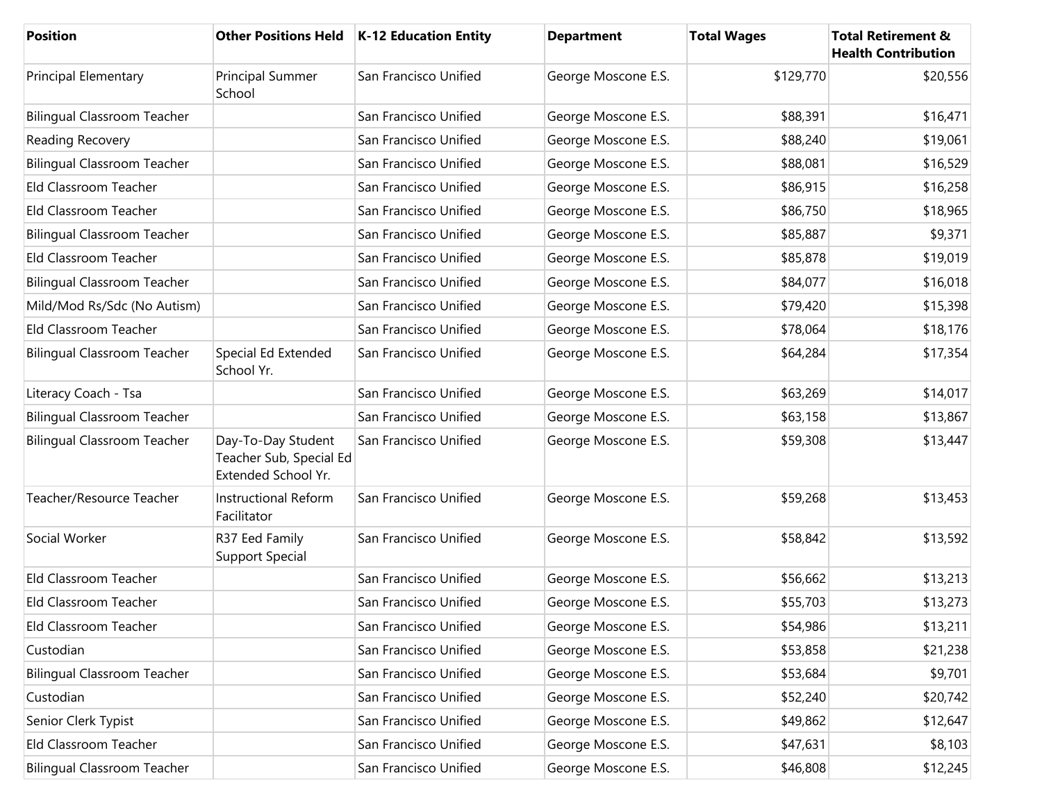| Position | Other Positions Held | K-12 Education Entity | Department | Total Wages | Total Retirement & Health Contribution |
|---|---|---|---|---|---|
| Principal Elementary | Principal Summer School | San Francisco Unified | George Moscone E.S. | $129,770 | $20,556 |
| Bilingual Classroom Teacher | | San Francisco Unified | George Moscone E.S. | $88,391 | $16,471 |
| Reading Recovery | | San Francisco Unified | George Moscone E.S. | $88,240 | $19,061 |
| Bilingual Classroom Teacher | | San Francisco Unified | George Moscone E.S. | $88,081 | $16,529 |
| Eld Classroom Teacher | | San Francisco Unified | George Moscone E.S. | $86,915 | $16,258 |
| Eld Classroom Teacher | | San Francisco Unified | George Moscone E.S. | $86,750 | $18,965 |
| Bilingual Classroom Teacher | | San Francisco Unified | George Moscone E.S. | $85,887 | $9,371 |
| Eld Classroom Teacher | | San Francisco Unified | George Moscone E.S. | $85,878 | $19,019 |
| Bilingual Classroom Teacher | | San Francisco Unified | George Moscone E.S. | $84,077 | $16,018 |
| Mild/Mod Rs/Sdc (No Autism) | | San Francisco Unified | George Moscone E.S. | $79,420 | $15,398 |
| Eld Classroom Teacher | | San Francisco Unified | George Moscone E.S. | $78,064 | $18,176 |
| Bilingual Classroom Teacher | Special Ed Extended School Yr. | San Francisco Unified | George Moscone E.S. | $64,284 | $17,354 |
| Literacy Coach - Tsa | | San Francisco Unified | George Moscone E.S. | $63,269 | $14,017 |
| Bilingual Classroom Teacher | | San Francisco Unified | George Moscone E.S. | $63,158 | $13,867 |
| Bilingual Classroom Teacher | Day-To-Day Student Teacher Sub, Special Ed Extended School Yr. | San Francisco Unified | George Moscone E.S. | $59,308 | $13,447 |
| Teacher/Resource Teacher | Instructional Reform Facilitator | San Francisco Unified | George Moscone E.S. | $59,268 | $13,453 |
| Social Worker | R37 Eed Family Support Special | San Francisco Unified | George Moscone E.S. | $58,842 | $13,592 |
| Eld Classroom Teacher | | San Francisco Unified | George Moscone E.S. | $56,662 | $13,213 |
| Eld Classroom Teacher | | San Francisco Unified | George Moscone E.S. | $55,703 | $13,273 |
| Eld Classroom Teacher | | San Francisco Unified | George Moscone E.S. | $54,986 | $13,211 |
| Custodian | | San Francisco Unified | George Moscone E.S. | $53,858 | $21,238 |
| Bilingual Classroom Teacher | | San Francisco Unified | George Moscone E.S. | $53,684 | $9,701 |
| Custodian | | San Francisco Unified | George Moscone E.S. | $52,240 | $20,742 |
| Senior Clerk Typist | | San Francisco Unified | George Moscone E.S. | $49,862 | $12,647 |
| Eld Classroom Teacher | | San Francisco Unified | George Moscone E.S. | $47,631 | $8,103 |
| Bilingual Classroom Teacher | | San Francisco Unified | George Moscone E.S. | $46,808 | $12,245 |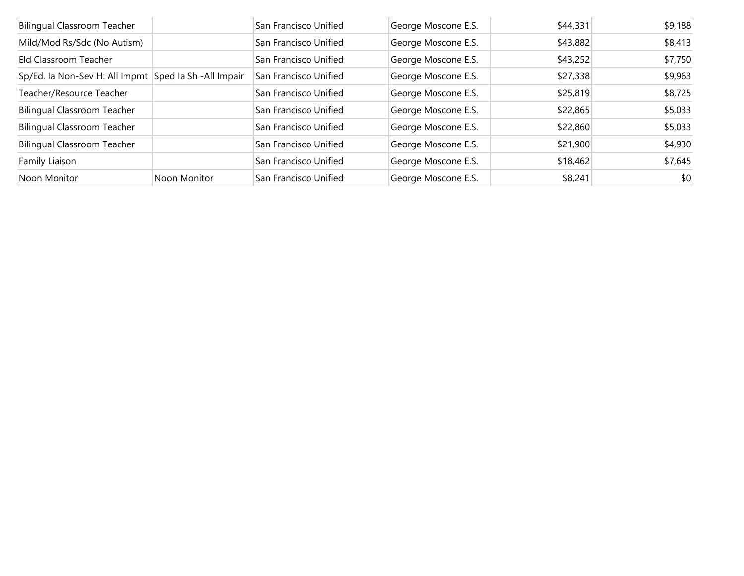| | | | | | |
|---|---|---|---|---|---|
| Bilingual Classroom Teacher | | San Francisco Unified | George Moscone E.S. | $44,331 | $9,188 |
| Mild/Mod Rs/Sdc (No Autism) | | San Francisco Unified | George Moscone E.S. | $43,882 | $8,413 |
| Eld Classroom Teacher | | San Francisco Unified | George Moscone E.S. | $43,252 | $7,750 |
| Sp/Ed. Ia Non-Sev H: All Impmt | Sped Ia Sh -All Impair | San Francisco Unified | George Moscone E.S. | $27,338 | $9,963 |
| Teacher/Resource Teacher | | San Francisco Unified | George Moscone E.S. | $25,819 | $8,725 |
| Bilingual Classroom Teacher | | San Francisco Unified | George Moscone E.S. | $22,865 | $5,033 |
| Bilingual Classroom Teacher | | San Francisco Unified | George Moscone E.S. | $22,860 | $5,033 |
| Bilingual Classroom Teacher | | San Francisco Unified | George Moscone E.S. | $21,900 | $4,930 |
| Family Liaison | | San Francisco Unified | George Moscone E.S. | $18,462 | $7,645 |
| Noon Monitor | Noon Monitor | San Francisco Unified | George Moscone E.S. | $8,241 | $0 |